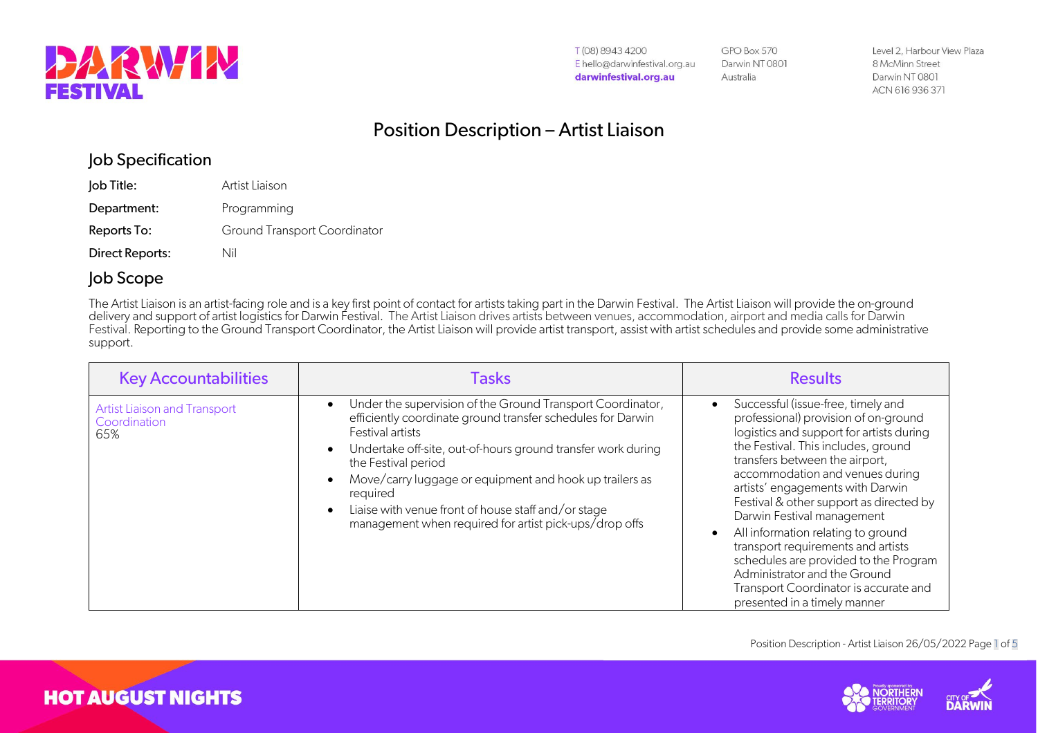# Position Description – Artist Liaison

## Job Specification

**Job Title:** Artist Liaison

**Department:** Programming

**Reports To:** Ground Transport Coordinator

**Direct Reports:** Nil

## Job Scope

The Artist Liaison is an artist-facing role and is a key first point of contact for artists taking part in the Darwin Festival. The Artist Liaison will provide the on-ground delivery and support of artist logistics for Darwin Festival. The Artist Liaison drives artists between venues, accommodation, airport and media calls for Darwin Festival. Reporting to the Ground Transport Coordinator, the Artist Liaison will provide artist transport, assist with artist schedules and provide some administrative support.

| Key Accountabilities | Tasks | Results |
| --- | --- | --- |
| Artist Liaison and Transport Coordination<br>65% | • Under the supervision of the Ground Transport Coordinator, efficiently coordinate ground transfer schedules for Darwin Festival artists<br>• Undertake off-site, out-of-hours ground transfer work during the Festival period<br>• Move/carry luggage or equipment and hook up trailers as required<br>• Liaise with venue front of house staff and/or stage management when required for artist pick-ups/drop offs | • Successful (issue-free, timely and professional) provision of on-ground logistics and support for artists during the Festival. This includes, ground transfers between the airport, accommodation and venues during artists' engagements with Darwin Festival & other support as directed by Darwin Festival management<br>• All information relating to ground transport requirements and artists schedules are provided to the Program Administrator and the Ground Transport Coordinator is accurate and presented in a timely manner |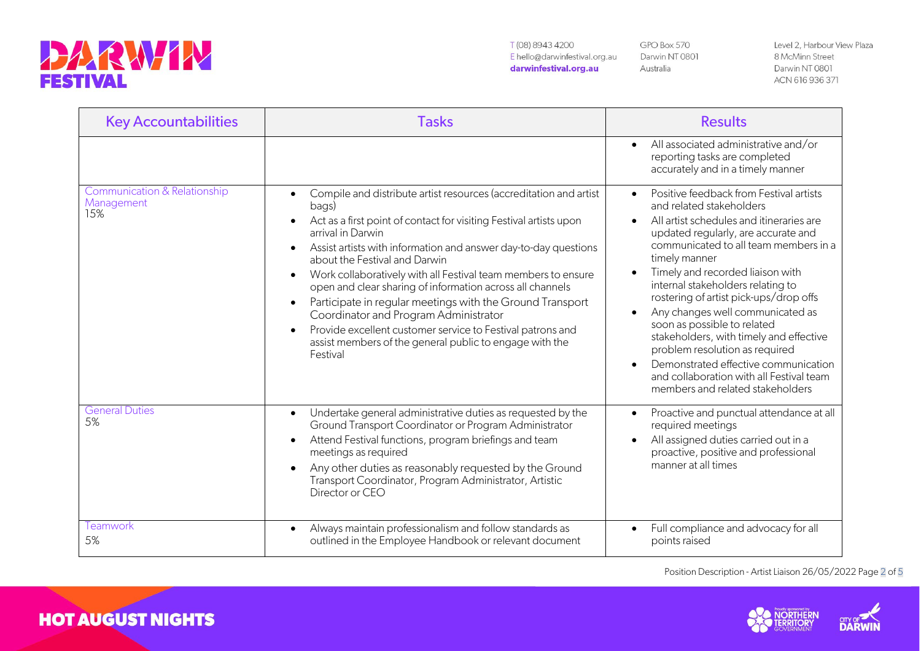| Key Accountabilities | Tasks | Results |
|---|---|---|
| | | • All associated administrative and/or reporting tasks are completed accurately and in a timely manner |
| Communication & Relationship Management<br>15% | • Compile and distribute artist resources (accreditation and artist bags)<br>• Act as a first point of contact for visiting Festival artists upon arrival in Darwin<br>• Assist artists with information and answer day-to-day questions about the Festival and Darwin<br>• Work collaboratively with all Festival team members to ensure open and clear sharing of information across all channels<br>• Participate in regular meetings with the Ground Transport Coordinator and Program Administrator<br>• Provide excellent customer service to Festival patrons and assist members of the general public to engage with the Festival | • Positive feedback from Festival artists and related stakeholders<br>• All artist schedules and itineraries are updated regularly, are accurate and communicated to all team members in a timely manner<br>• Timely and recorded liaison with internal stakeholders relating to rostering of artist pick-ups/drop offs<br>• Any changes well communicated as soon as possible to related stakeholders, with timely and effective problem resolution as required<br>• Demonstrated effective communication and collaboration with all Festival team members and related stakeholders |
| General Duties<br>5% | • Undertake general administrative duties as requested by the Ground Transport Coordinator or Program Administrator<br>• Attend Festival functions, program briefings and team meetings as required<br>• Any other duties as reasonably requested by the Ground Transport Coordinator, Program Administrator, Artistic Director or CEO | • Proactive and punctual attendance at all required meetings<br>• All assigned duties carried out in a proactive, positive and professional manner at all times |
| Teamwork<br>5% | • Always maintain professionalism and follow standards as outlined in the Employee Handbook or relevant document | • Full compliance and advocacy for all points raised |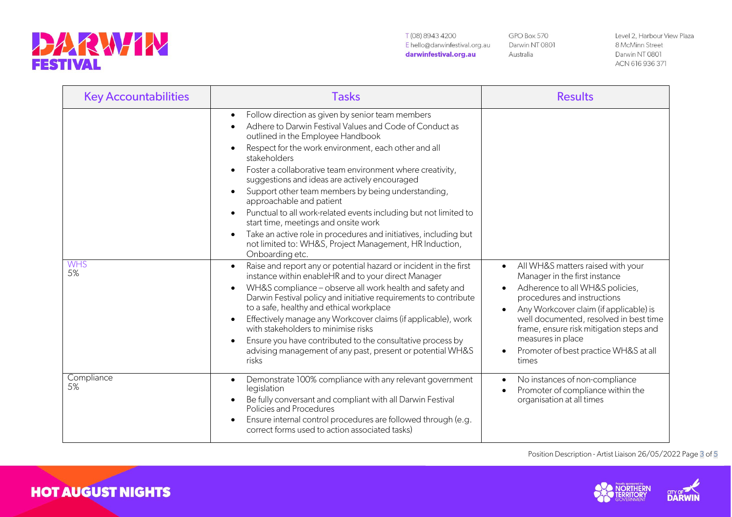| Key Accountabilities | Tasks | Results |
|---|---|---|
| | • Follow direction as given by senior team members<br>• Adhere to Darwin Festival Values and Code of Conduct as outlined in the Employee Handbook<br>• Respect for the work environment, each other and all stakeholders<br>• Foster a collaborative team environment where creativity, suggestions and ideas are actively encouraged<br>• Support other team members by being understanding, approachable and patient<br>• Punctual to all work-related events including but not limited to start time, meetings and onsite work<br>• Take an active role in procedures and initiatives, including but not limited to: WH&S, Project Management, HR Induction, Onboarding etc. | |
| WHS<br>5% | • Raise and report any or potential hazard or incident in the first instance within enableHR and to your direct Manager<br>• WH&S compliance – observe all work health and safety and Darwin Festival policy and initiative requirements to contribute to a safe, healthy and ethical workplace<br>• Effectively manage any Workcover claims (if applicable), work with stakeholders to minimise risks<br>• Ensure you have contributed to the consultative process by advising management of any past, present or potential WH&S risks | • All WH&S matters raised with your Manager in the first instance<br>• Adherence to all WH&S policies, procedures and instructions<br>• Any Workcover claim (if applicable) is well documented, resolved in best time frame, ensure risk mitigation steps and measures in place<br>• Promoter of best practice WH&S at all times |
| Compliance<br>5% | • Demonstrate 100% compliance with any relevant government legislation<br>• Be fully conversant and compliant with all Darwin Festival Policies and Procedures<br>• Ensure internal control procedures are followed through (e.g. correct forms used to action associated tasks) | • No instances of non-compliance<br>• Promoter of compliance within the organisation at all times |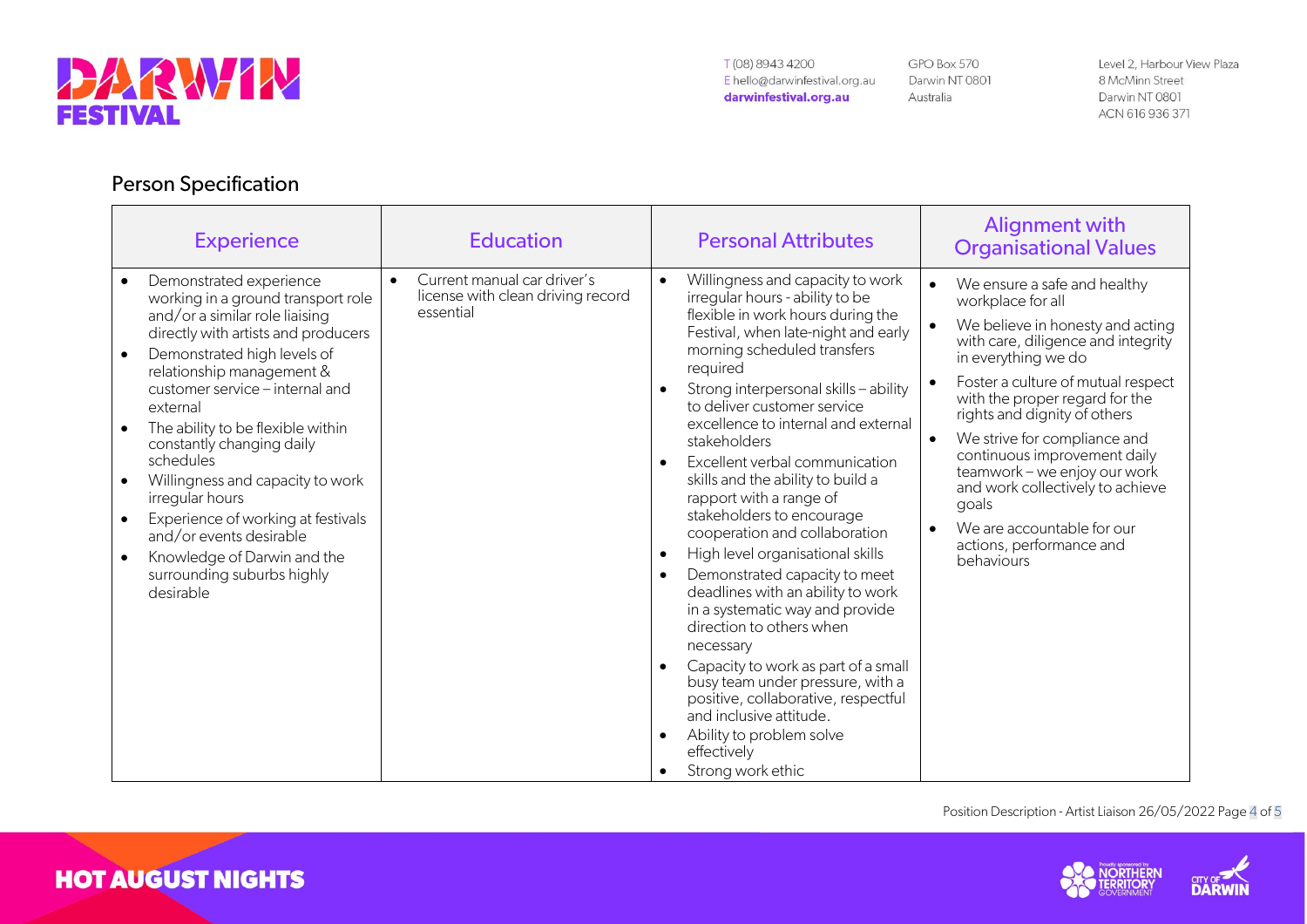## Person Specification

| Experience | Education | Personal Attributes | Alignment with Organisational Values |
|---|---|---|---|
| • Demonstrated experience working in a ground transport role and/or a similar role liaising directly with artists and producers<br>• Demonstrated high levels of relationship management & customer service – internal and external<br>• The ability to be flexible within constantly changing daily schedules<br>• Willingness and capacity to work irregular hours<br>• Experience of working at festivals and/or events desirable<br>• Knowledge of Darwin and the surrounding suburbs highly desirable | • Current manual car driver's license with clean driving record essential | • Willingness and capacity to work irregular hours - ability to be flexible in work hours during the Festival, when late-night and early morning scheduled transfers required<br>• Strong interpersonal skills – ability to deliver customer service excellence to internal and external stakeholders<br>• Excellent verbal communication skills and the ability to build a rapport with a range of stakeholders to encourage cooperation and collaboration<br>• High level organisational skills<br>• Demonstrated capacity to meet deadlines with an ability to work in a systematic way and provide direction to others when necessary<br>• Capacity to work as part of a small busy team under pressure, with a positive, collaborative, respectful and inclusive attitude.<br>• Ability to problem solve effectively<br>• Strong work ethic | • We ensure a safe and healthy workplace for all<br>• We believe in honesty and acting with care, diligence and integrity in everything we do<br>• Foster a culture of mutual respect with the proper regard for the rights and dignity of others<br>• We strive for compliance and continuous improvement daily teamwork – we enjoy our work and work collectively to achieve goals<br>• We are accountable for our actions, performance and behaviours |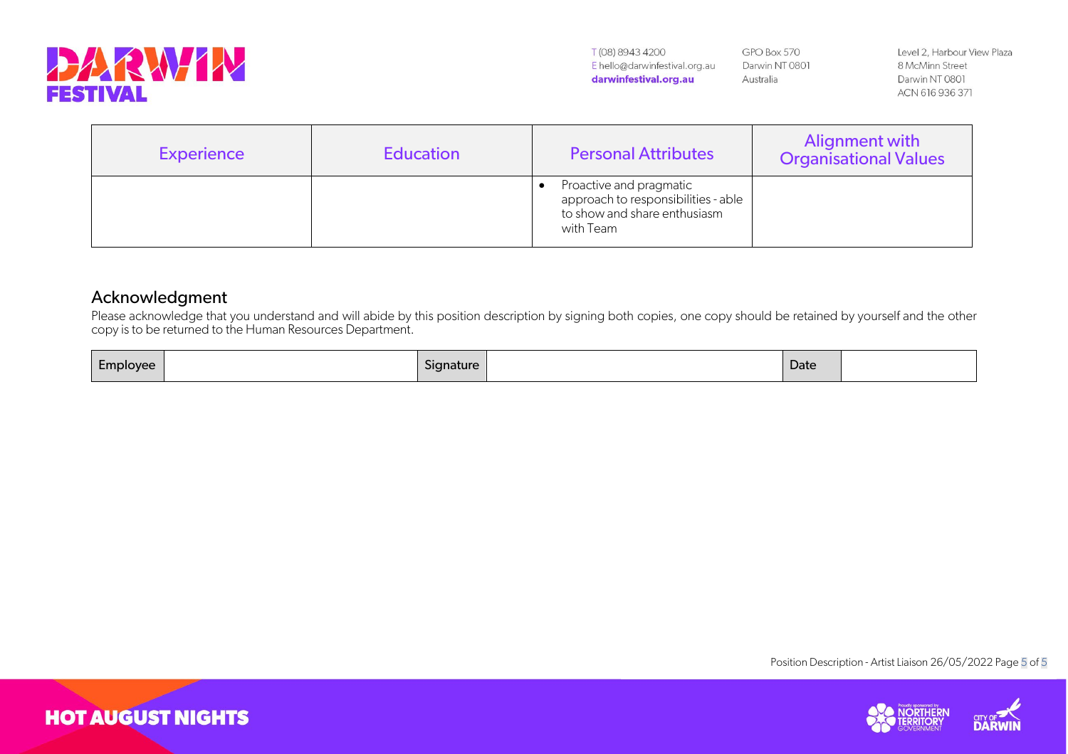| Experience | Education | Personal Attributes | Alignment with Organisational Values |
|---|---|---|---|
| | | • Proactive and pragmatic approach to responsibilities - able to show and share enthusiasm with Team | |

## Acknowledgment

Please acknowledge that you understand and will abide by this position description by signing both copies, one copy should be retained by yourself and the other copy is to be returned to the Human Resources Department.

| | | | | | |
|---|---|---|---|---|---|
| Employee | | Signature | | Date | |